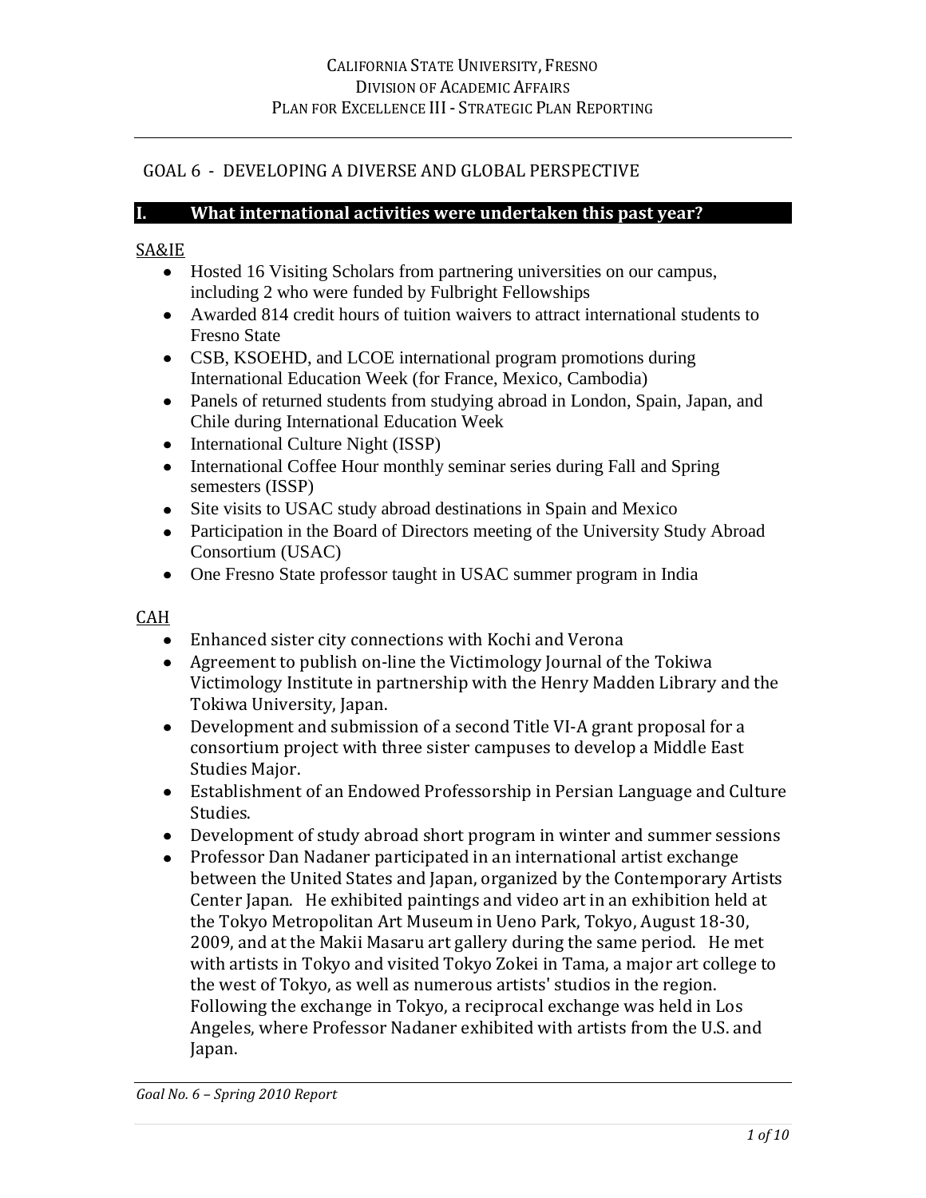California State University, Fresno
Division of Academic Affairs
Plan for Excellence III - Strategic Plan Reporting

## GOAL 6 - DEVELOPING A DIVERSE AND GLOBAL PERSPECTIVE

### I. What international activities were undertaken this past year?

SA&IE

- Hosted 16 Visiting Scholars from partnering universities on our campus, including 2 who were funded by Fulbright Fellowships
- Awarded 814 credit hours of tuition waivers to attract international students to Fresno State
- CSB, KSOEHD, and LCOE international program promotions during International Education Week (for France, Mexico, Cambodia)
- Panels of returned students from studying abroad in London, Spain, Japan, and Chile during International Education Week
- International Culture Night (ISSP)
- International Coffee Hour monthly seminar series during Fall and Spring semesters (ISSP)
- Site visits to USAC study abroad destinations in Spain and Mexico
- Participation in the Board of Directors meeting of the University Study Abroad Consortium (USAC)
- One Fresno State professor taught in USAC summer program in India

CAH

- Enhanced sister city connections with Kochi and Verona
- Agreement to publish on-line the Victimology Journal of the Tokiwa Victimology Institute in partnership with the Henry Madden Library and the Tokiwa University, Japan.
- Development and submission of a second Title VI-A grant proposal for a consortium project with three sister campuses to develop a Middle East Studies Major.
- Establishment of an Endowed Professorship in Persian Language and Culture Studies.
- Development of study abroad short program in winter and summer sessions
- Professor Dan Nadaner participated in an international artist exchange between the United States and Japan, organized by the Contemporary Artists Center Japan. He exhibited paintings and video art in an exhibition held at the Tokyo Metropolitan Art Museum in Ueno Park, Tokyo, August 18-30, 2009, and at the Makii Masaru art gallery during the same period. He met with artists in Tokyo and visited Tokyo Zokei in Tama, a major art college to the west of Tokyo, as well as numerous artists' studios in the region. Following the exchange in Tokyo, a reciprocal exchange was held in Los Angeles, where Professor Nadaner exhibited with artists from the U.S. and Japan.

*Goal No. 6 – Spring 2010 Report*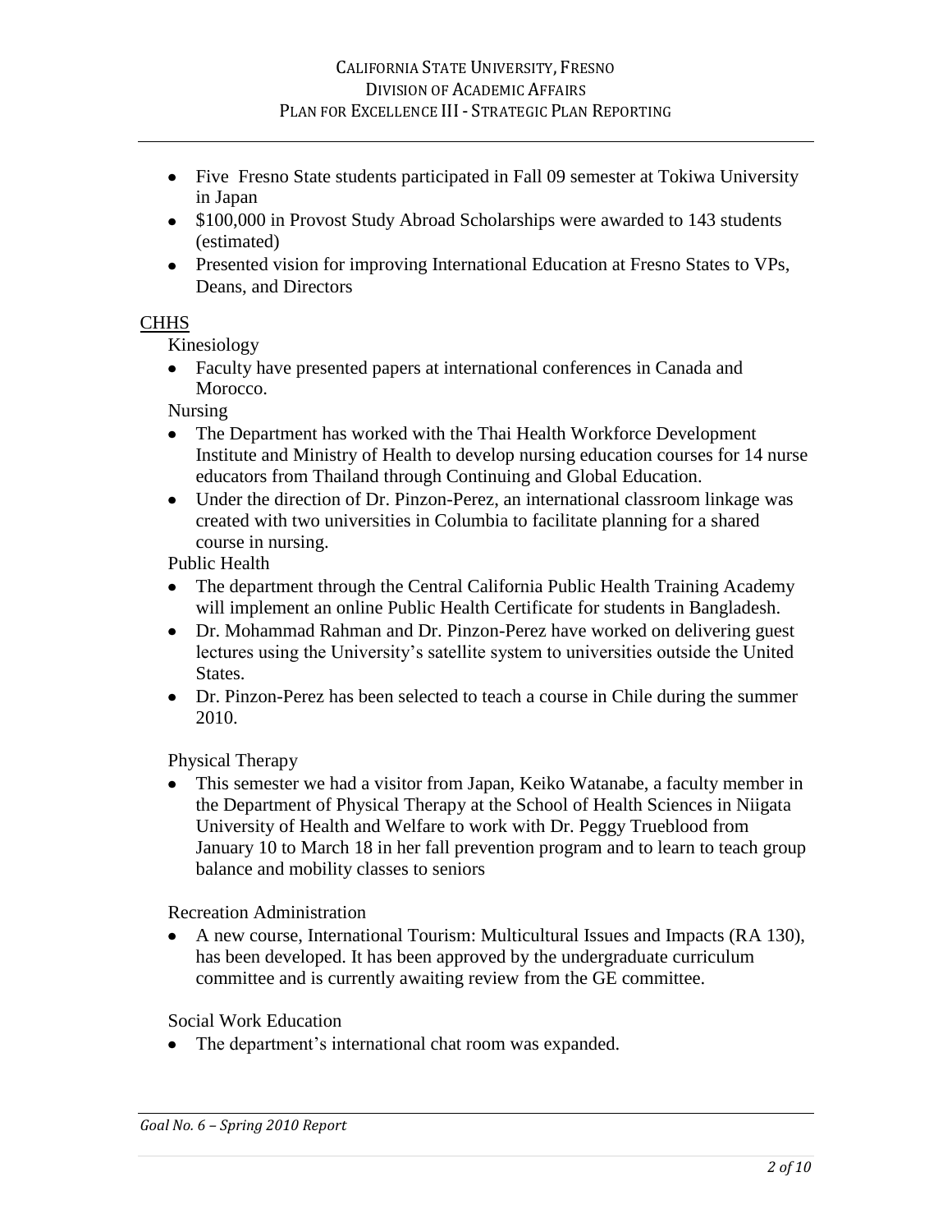- Five  Fresno State students participated in Fall 09 semester at Tokiwa University in Japan
- $100,000 in Provost Study Abroad Scholarships were awarded to 143 students (estimated)
- Presented vision for improving International Education at Fresno States to VPs, Deans, and Directors

CHHS

Kinesiology

- Faculty have presented papers at international conferences in Canada and Morocco.

Nursing

- The Department has worked with the Thai Health Workforce Development Institute and Ministry of Health to develop nursing education courses for 14 nurse educators from Thailand through Continuing and Global Education.
- Under the direction of Dr. Pinzon-Perez, an international classroom linkage was created with two universities in Columbia to facilitate planning for a shared course in nursing.

Public Health

- The department through the Central California Public Health Training Academy will implement an online Public Health Certificate for students in Bangladesh.
- Dr. Mohammad Rahman and Dr. Pinzon-Perez have worked on delivering guest lectures using the University's satellite system to universities outside the United States.
- Dr. Pinzon-Perez has been selected to teach a course in Chile during the summer 2010.

Physical Therapy

- This semester we had a visitor from Japan, Keiko Watanabe, a faculty member in the Department of Physical Therapy at the School of Health Sciences in Niigata University of Health and Welfare to work with Dr. Peggy Trueblood from January 10 to March 18 in her fall prevention program and to learn to teach group balance and mobility classes to seniors

Recreation Administration

- A new course, International Tourism: Multicultural Issues and Impacts (RA 130), has been developed. It has been approved by the undergraduate curriculum committee and is currently awaiting review from the GE committee.

Social Work Education

- The department's international chat room was expanded.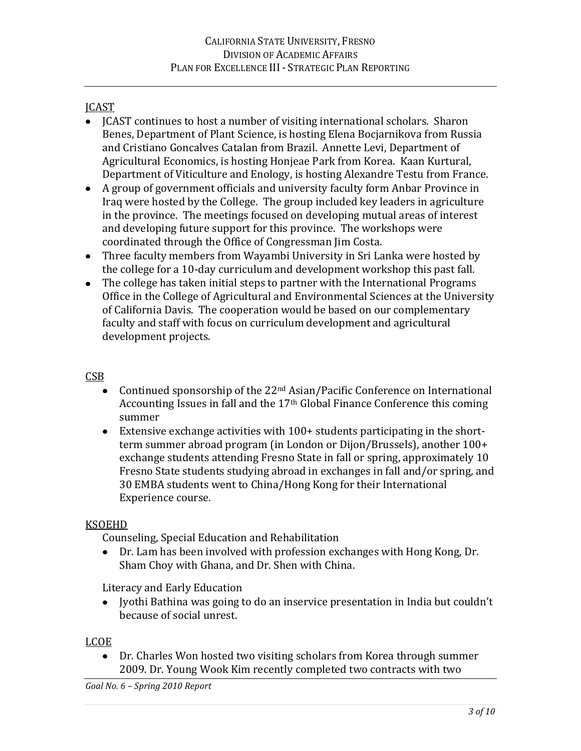JCAST

- JCAST continues to host a number of visiting international scholars. Sharon Benes, Department of Plant Science, is hosting Elena Bocjarnikova from Russia and Cristiano Goncalves Catalan from Brazil. Annette Levi, Department of Agricultural Economics, is hosting Honjeae Park from Korea. Kaan Kurtural, Department of Viticulture and Enology, is hosting Alexandre Testu from France.
- A group of government officials and university faculty form Anbar Province in Iraq were hosted by the College. The group included key leaders in agriculture in the province. The meetings focused on developing mutual areas of interest and developing future support for this province. The workshops were coordinated through the Office of Congressman Jim Costa.
- Three faculty members from Wayambi University in Sri Lanka were hosted by the college for a 10-day curriculum and development workshop this past fall.
- The college has taken initial steps to partner with the International Programs Office in the College of Agricultural and Environmental Sciences at the University of California Davis. The cooperation would be based on our complementary faculty and staff with focus on curriculum development and agricultural development projects.

CSB

- Continued sponsorship of the 22nd Asian/Pacific Conference on International Accounting Issues in fall and the 17th Global Finance Conference this coming summer
- Extensive exchange activities with 100+ students participating in the short-term summer abroad program (in London or Dijon/Brussels), another 100+ exchange students attending Fresno State in fall or spring, approximately 10 Fresno State students studying abroad in exchanges in fall and/or spring, and 30 EMBA students went to China/Hong Kong for their International Experience course.

KSOEHD

Counseling, Special Education and Rehabilitation

- Dr. Lam has been involved with profession exchanges with Hong Kong, Dr. Sham Choy with Ghana, and Dr. Shen with China.

Literacy and Early Education

- Jyothi Bathina was going to do an inservice presentation in India but couldn't because of social unrest.

LCOE

- Dr. Charles Won hosted two visiting scholars from Korea through summer 2009. Dr. Young Wook Kim recently completed two contracts with two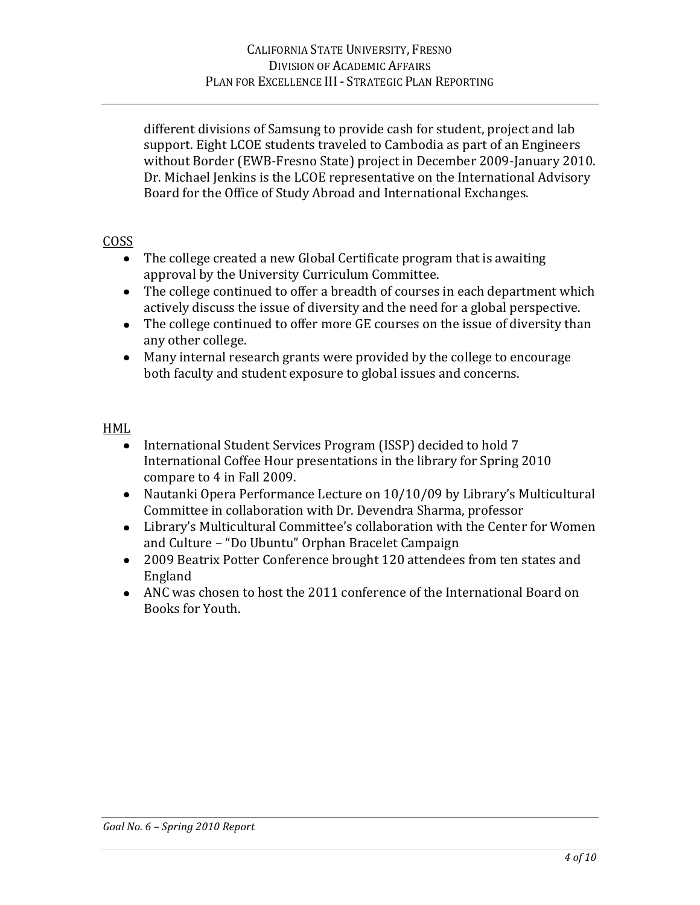different divisions of Samsung to provide cash for student, project and lab support. Eight LCOE students traveled to Cambodia as part of an Engineers without Border (EWB-Fresno State) project in December 2009-January 2010. Dr. Michael Jenkins is the LCOE representative on the International Advisory Board for the Office of Study Abroad and International Exchanges.

<u>COSS</u>

- The college created a new Global Certificate program that is awaiting approval by the University Curriculum Committee.
- The college continued to offer a breadth of courses in each department which actively discuss the issue of diversity and the need for a global perspective.
- The college continued to offer more GE courses on the issue of diversity than any other college.
- Many internal research grants were provided by the college to encourage both faculty and student exposure to global issues and concerns.

<u>HML</u>

- International Student Services Program (ISSP) decided to hold 7 International Coffee Hour presentations in the library for Spring 2010 compare to 4 in Fall 2009.
- Nautanki Opera Performance Lecture on 10/10/09 by Library's Multicultural Committee in collaboration with Dr. Devendra Sharma, professor
- Library's Multicultural Committee's collaboration with the Center for Women and Culture – "Do Ubuntu" Orphan Bracelet Campaign
- 2009 Beatrix Potter Conference brought 120 attendees from ten states and England
- ANC was chosen to host the 2011 conference of the International Board on Books for Youth.

*Goal No. 6 – Spring 2010 Report*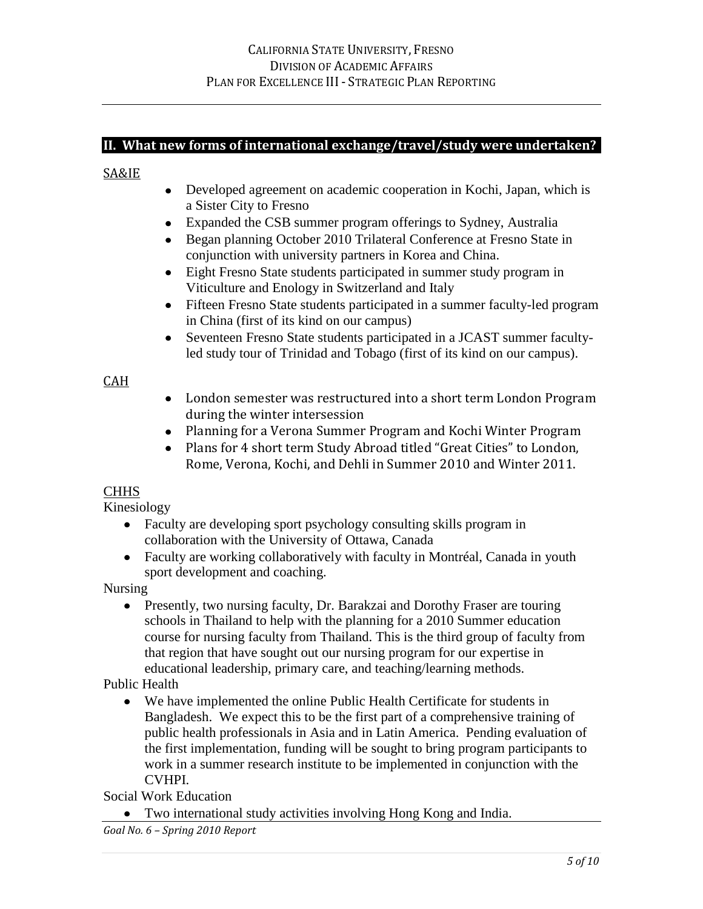## II. What new forms of international exchange/travel/study were undertaken?

SA&IE

- Developed agreement on academic cooperation in Kochi, Japan, which is a Sister City to Fresno
- Expanded the CSB summer program offerings to Sydney, Australia
- Began planning October 2010 Trilateral Conference at Fresno State in conjunction with university partners in Korea and China.
- Eight Fresno State students participated in summer study program in Viticulture and Enology in Switzerland and Italy
- Fifteen Fresno State students participated in a summer faculty-led program in China (first of its kind on our campus)
- Seventeen Fresno State students participated in a JCAST summer faculty-led study tour of Trinidad and Tobago (first of its kind on our campus).

CAH

- London semester was restructured into a short term London Program during the winter intersession
- Planning for a Verona Summer Program and Kochi Winter Program
- Plans for 4 short term Study Abroad titled "Great Cities" to London, Rome, Verona, Kochi, and Dehli in Summer 2010 and Winter 2011.

CHHS

Kinesiology

- Faculty are developing sport psychology consulting skills program in collaboration with the University of Ottawa, Canada
- Faculty are working collaboratively with faculty in Montréal, Canada in youth sport development and coaching.

Nursing

- Presently, two nursing faculty, Dr. Barakzai and Dorothy Fraser are touring schools in Thailand to help with the planning for a 2010 Summer education course for nursing faculty from Thailand. This is the third group of faculty from that region that have sought out our nursing program for our expertise in educational leadership, primary care, and teaching/learning methods.

Public Health

- We have implemented the online Public Health Certificate for students in Bangladesh. We expect this to be the first part of a comprehensive training of public health professionals in Asia and in Latin America. Pending evaluation of the first implementation, funding will be sought to bring program participants to work in a summer research institute to be implemented in conjunction with the CVHPI.

Social Work Education

- Two international study activities involving Hong Kong and India.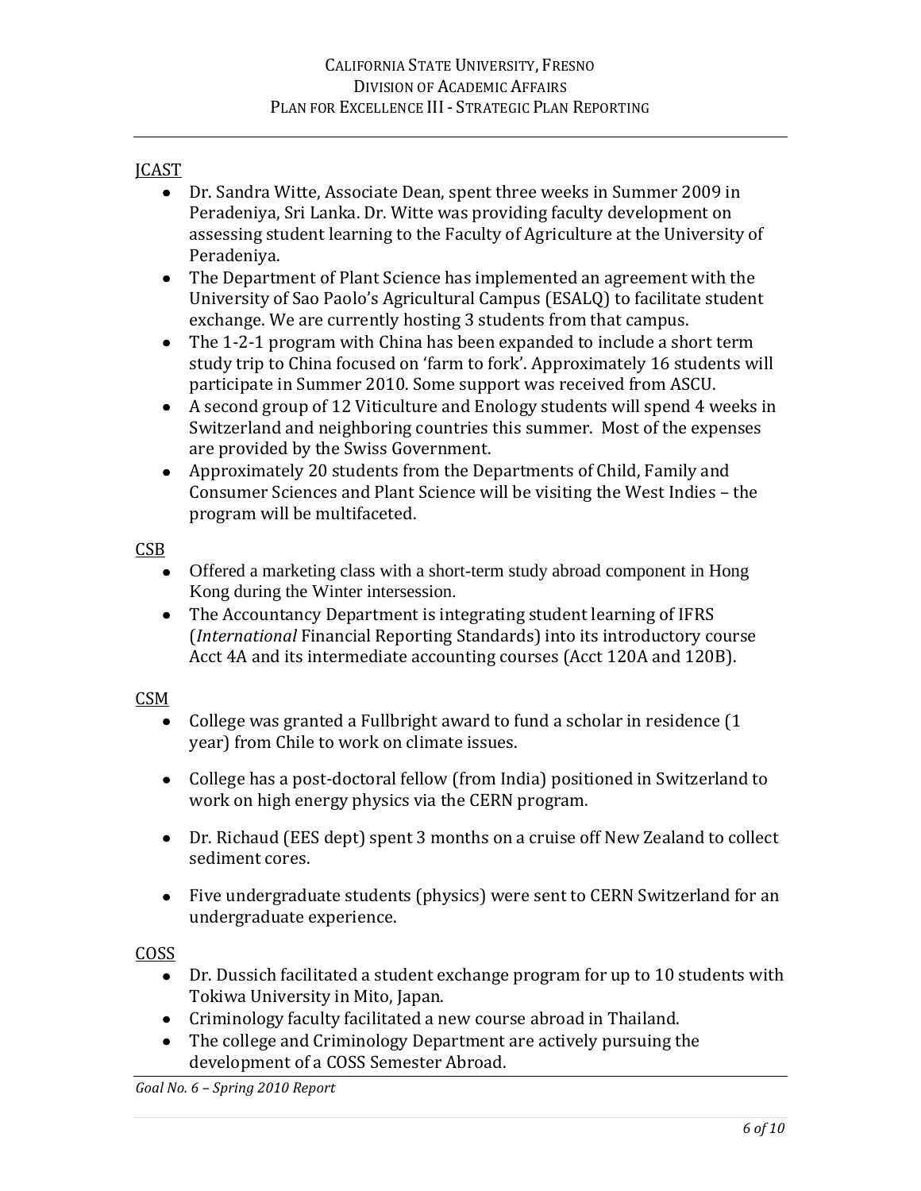JCAST

- Dr. Sandra Witte, Associate Dean, spent three weeks in Summer 2009 in Peradeniya, Sri Lanka. Dr. Witte was providing faculty development on assessing student learning to the Faculty of Agriculture at the University of Peradeniya.
- The Department of Plant Science has implemented an agreement with the University of Sao Paolo's Agricultural Campus (ESALQ) to facilitate student exchange. We are currently hosting 3 students from that campus.
- The 1-2-1 program with China has been expanded to include a short term study trip to China focused on 'farm to fork'. Approximately 16 students will participate in Summer 2010. Some support was received from ASCU.
- A second group of 12 Viticulture and Enology students will spend 4 weeks in Switzerland and neighboring countries this summer. Most of the expenses are provided by the Swiss Government.
- Approximately 20 students from the Departments of Child, Family and Consumer Sciences and Plant Science will be visiting the West Indies – the program will be multifaceted.

CSB

- Offered a marketing class with a short-term study abroad component in Hong Kong during the Winter intersession.
- The Accountancy Department is integrating student learning of IFRS (*International* Financial Reporting Standards) into its introductory course Acct 4A and its intermediate accounting courses (Acct 120A and 120B).

CSM

- College was granted a Fullbright award to fund a scholar in residence (1 year) from Chile to work on climate issues.
- College has a post-doctoral fellow (from India) positioned in Switzerland to work on high energy physics via the CERN program.
- Dr. Richaud (EES dept) spent 3 months on a cruise off New Zealand to collect sediment cores.
- Five undergraduate students (physics) were sent to CERN Switzerland for an undergraduate experience.

COSS

- Dr. Dussich facilitated a student exchange program for up to 10 students with Tokiwa University in Mito, Japan.
- Criminology faculty facilitated a new course abroad in Thailand.
- The college and Criminology Department are actively pursuing the development of a COSS Semester Abroad.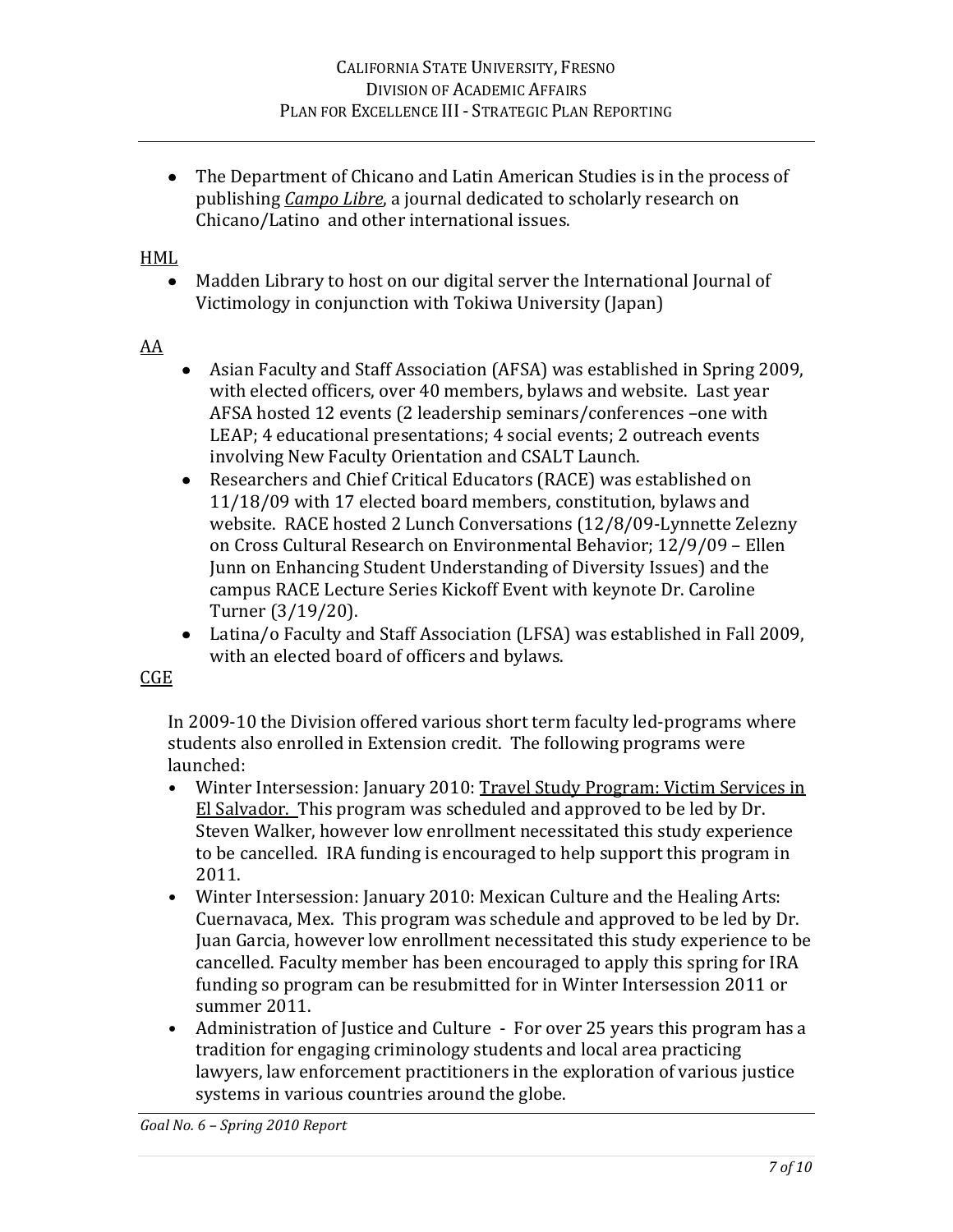- The Department of Chicano and Latin American Studies is in the process of publishing ***Campo Libre***, a journal dedicated to scholarly research on Chicano/Latino and other international issues.

HML

- Madden Library to host on our digital server the International Journal of Victimology in conjunction with Tokiwa University (Japan)

AA

- Asian Faculty and Staff Association (AFSA) was established in Spring 2009, with elected officers, over 40 members, bylaws and website. Last year AFSA hosted 12 events (2 leadership seminars/conferences –one with LEAP; 4 educational presentations; 4 social events; 2 outreach events involving New Faculty Orientation and CSALT Launch.
- Researchers and Chief Critical Educators (RACE) was established on 11/18/09 with 17 elected board members, constitution, bylaws and website. RACE hosted 2 Lunch Conversations (12/8/09-Lynnette Zelezny on Cross Cultural Research on Environmental Behavior; 12/9/09 – Ellen Junn on Enhancing Student Understanding of Diversity Issues) and the campus RACE Lecture Series Kickoff Event with keynote Dr. Caroline Turner (3/19/20).
- Latina/o Faculty and Staff Association (LFSA) was established in Fall 2009, with an elected board of officers and bylaws.

CGE

In 2009-10 the Division offered various short term faculty led-programs where students also enrolled in Extension credit. The following programs were launched:

- Winter Intersession: January 2010: Travel Study Program: Victim Services in El Salvador. This program was scheduled and approved to be led by Dr. Steven Walker, however low enrollment necessitated this study experience to be cancelled. IRA funding is encouraged to help support this program in 2011.
- Winter Intersession: January 2010: Mexican Culture and the Healing Arts: Cuernavaca, Mex. This program was schedule and approved to be led by Dr. Juan Garcia, however low enrollment necessitated this study experience to be cancelled. Faculty member has been encouraged to apply this spring for IRA funding so program can be resubmitted for in Winter Intersession 2011 or summer 2011.
- Administration of Justice and Culture - For over 25 years this program has a tradition for engaging criminology students and local area practicing lawyers, law enforcement practitioners in the exploration of various justice systems in various countries around the globe.

*Goal No. 6 – Spring 2010 Report*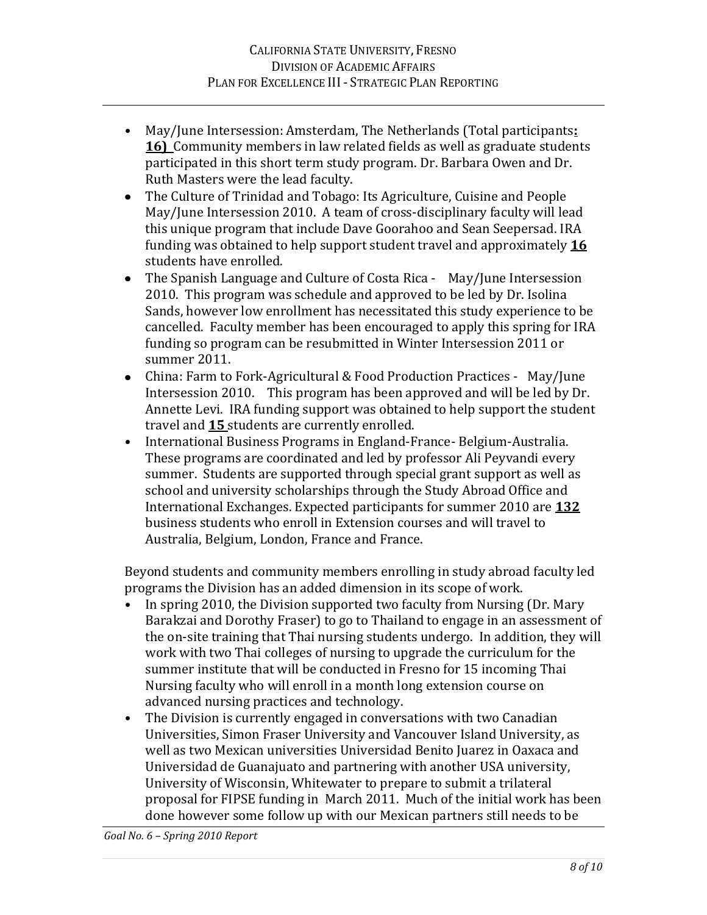- May/June Intersession: Amsterdam, The Netherlands (Total participants**: 16)** Community members in law related fields as well as graduate students participated in this short term study program. Dr. Barbara Owen and Dr. Ruth Masters were the lead faculty.
- The Culture of Trinidad and Tobago: Its Agriculture, Cuisine and People May/June Intersession 2010. A team of cross-disciplinary faculty will lead this unique program that include Dave Goorahoo and Sean Seepersad. IRA funding was obtained to help support student travel and approximately **16** students have enrolled.
- The Spanish Language and Culture of Costa Rica - May/June Intersession 2010. This program was schedule and approved to be led by Dr. Isolina Sands, however low enrollment has necessitated this study experience to be cancelled. Faculty member has been encouraged to apply this spring for IRA funding so program can be resubmitted in Winter Intersession 2011 or summer 2011.
- China: Farm to Fork-Agricultural & Food Production Practices - May/June Intersession 2010. This program has been approved and will be led by Dr. Annette Levi. IRA funding support was obtained to help support the student travel and **15** students are currently enrolled.
- International Business Programs in England-France- Belgium-Australia. These programs are coordinated and led by professor Ali Peyvandi every summer. Students are supported through special grant support as well as school and university scholarships through the Study Abroad Office and International Exchanges. Expected participants for summer 2010 are **132** business students who enroll in Extension courses and will travel to Australia, Belgium, London, France and France.

Beyond students and community members enrolling in study abroad faculty led programs the Division has an added dimension in its scope of work.

- In spring 2010, the Division supported two faculty from Nursing (Dr. Mary Barakzai and Dorothy Fraser) to go to Thailand to engage in an assessment of the on-site training that Thai nursing students undergo. In addition, they will work with two Thai colleges of nursing to upgrade the curriculum for the summer institute that will be conducted in Fresno for 15 incoming Thai Nursing faculty who will enroll in a month long extension course on advanced nursing practices and technology.
- The Division is currently engaged in conversations with two Canadian Universities, Simon Fraser University and Vancouver Island University, as well as two Mexican universities Universidad Benito Juarez in Oaxaca and Universidad de Guanajuato and partnering with another USA university, University of Wisconsin, Whitewater to prepare to submit a trilateral proposal for FIPSE funding in March 2011. Much of the initial work has been done however some follow up with our Mexican partners still needs to be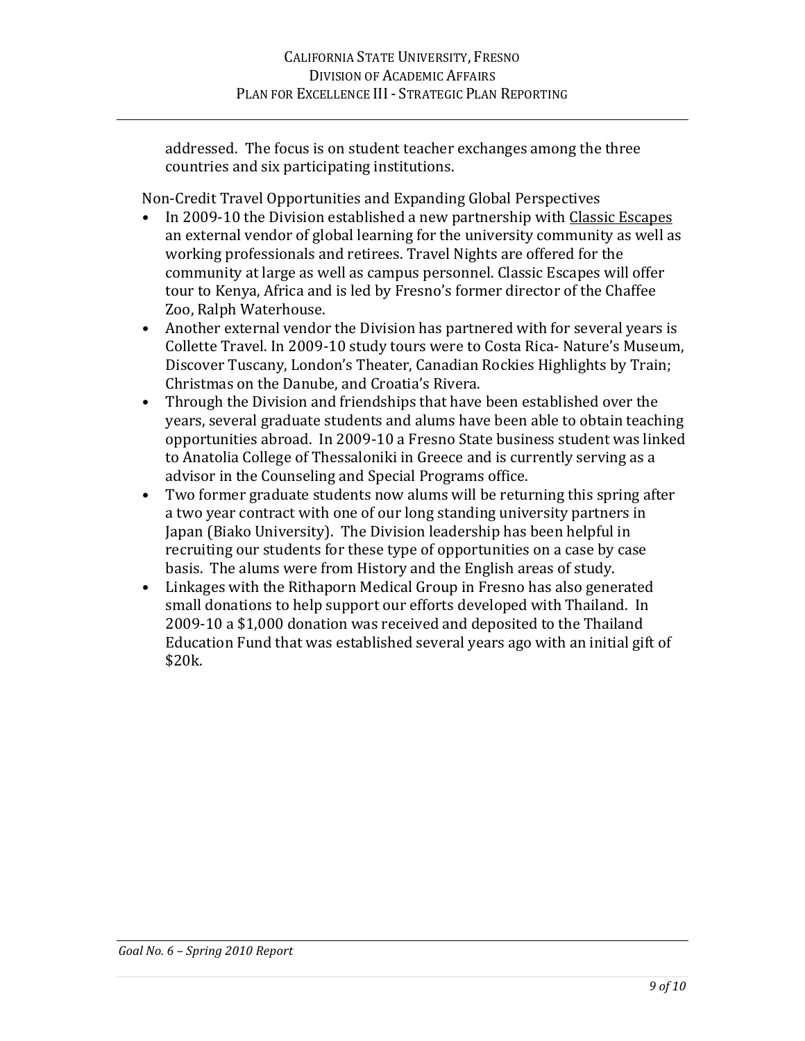addressed. The focus is on student teacher exchanges among the three countries and six participating institutions.

Non-Credit Travel Opportunities and Expanding Global Perspectives

- In 2009-10 the Division established a new partnership with Classic Escapes an external vendor of global learning for the university community as well as working professionals and retirees. Travel Nights are offered for the community at large as well as campus personnel. Classic Escapes will offer tour to Kenya, Africa and is led by Fresno's former director of the Chaffee Zoo, Ralph Waterhouse.
- Another external vendor the Division has partnered with for several years is Collette Travel. In 2009-10 study tours were to Costa Rica- Nature's Museum, Discover Tuscany, London's Theater, Canadian Rockies Highlights by Train; Christmas on the Danube, and Croatia's Rivera.
- Through the Division and friendships that have been established over the years, several graduate students and alums have been able to obtain teaching opportunities abroad. In 2009-10 a Fresno State business student was linked to Anatolia College of Thessaloniki in Greece and is currently serving as a advisor in the Counseling and Special Programs office.
- Two former graduate students now alums will be returning this spring after a two year contract with one of our long standing university partners in Japan (Biako University). The Division leadership has been helpful in recruiting our students for these type of opportunities on a case by case basis. The alums were from History and the English areas of study.
- Linkages with the Rithaporn Medical Group in Fresno has also generated small donations to help support our efforts developed with Thailand. In 2009-10 a $1,000 donation was received and deposited to the Thailand Education Fund that was established several years ago with an initial gift of $20k.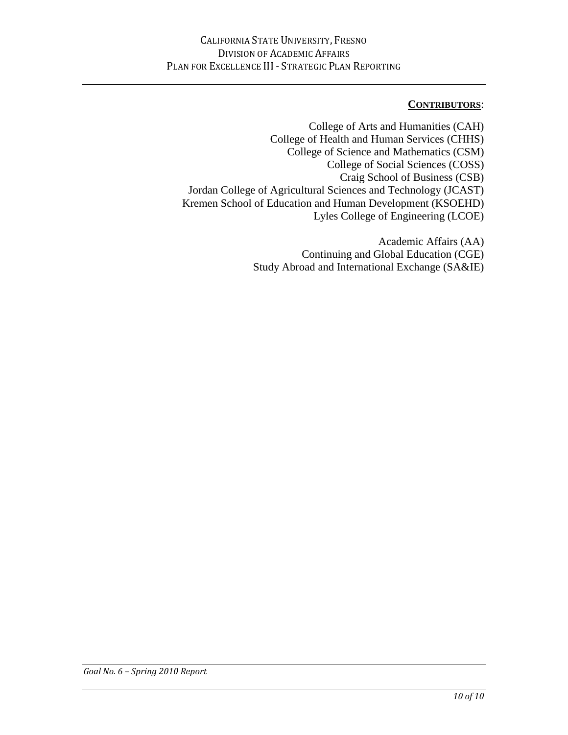**CONTRIBUTORS**:

College of Arts and Humanities (CAH)
College of Health and Human Services (CHHS)
College of Science and Mathematics (CSM)
College of Social Sciences (COSS)
Craig School of Business (CSB)
Jordan College of Agricultural Sciences and Technology (JCAST)
Kremen School of Education and Human Development (KSOEHD)
Lyles College of Engineering (LCOE)

Academic Affairs (AA)
Continuing and Global Education (CGE)
Study Abroad and International Exchange (SA&IE)